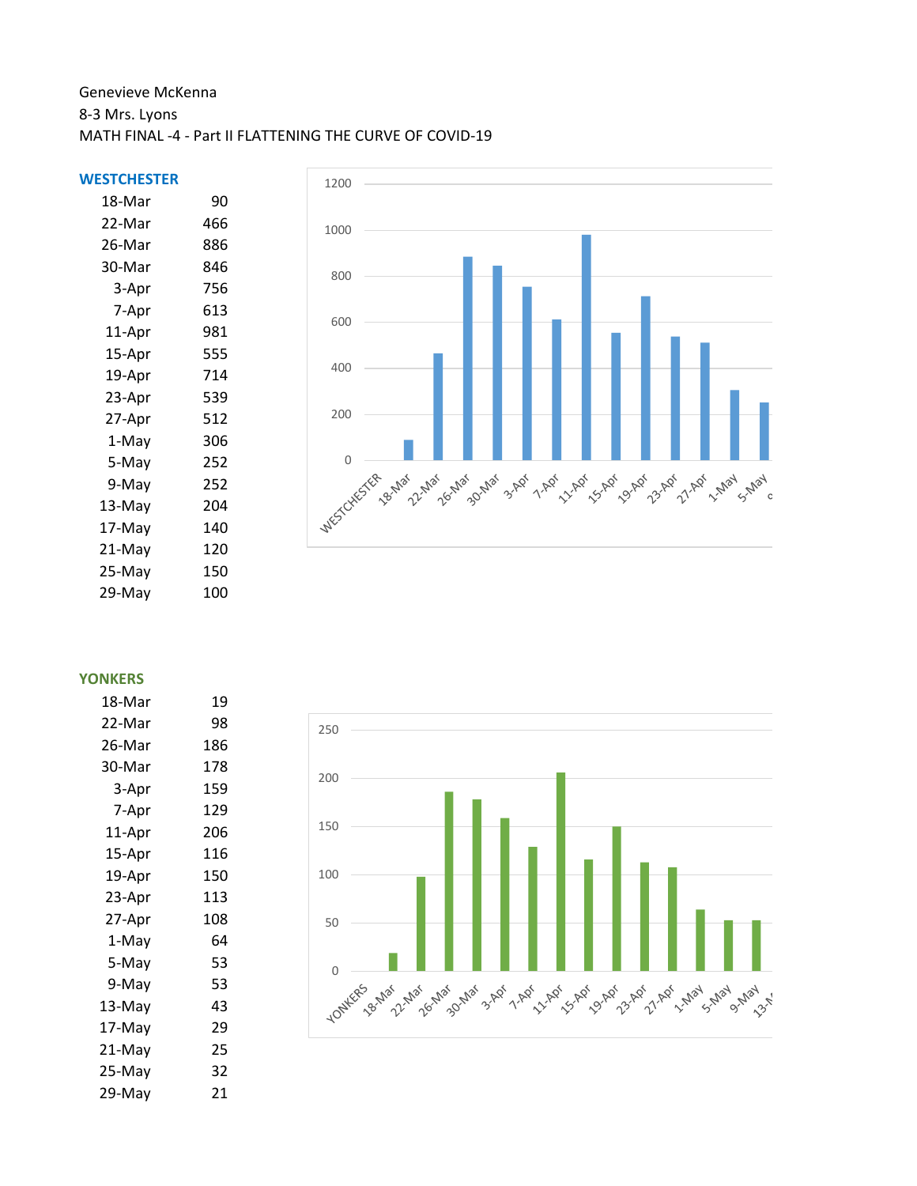Genevieve McKenna

8-3 Mrs. Lyons

MATH FINAL -4 - Part II FLATTENING THE CURVE OF COVID-19

## WESTCHESTER

| WESTCHESTER | |
|---|---|
| 18-Mar | 90 |
| 22-Mar | 466 |
| 26-Mar | 886 |
| 30-Mar | 846 |
| 3-Apr | 756 |
| 7-Apr | 613 |
| 11-Apr | 981 |
| 15-Apr | 555 |
| 19-Apr | 714 |
| 23-Apr | 539 |
| 27-Apr | 512 |
| 1-May | 306 |
| 5-May | 252 |
| 9-May | 252 |
| 13-May | 204 |
| 17-May | 140 |
| 21-May | 120 |
| 25-May | 150 |
| 29-May | 100 |

## YONKERS

| YONKERS | |
|---|---|
| 18-Mar | 19 |
| 22-Mar | 98 |
| 26-Mar | 186 |
| 30-Mar | 178 |
| 3-Apr | 159 |
| 7-Apr | 129 |
| 11-Apr | 206 |
| 15-Apr | 116 |
| 19-Apr | 150 |
| 23-Apr | 113 |
| 27-Apr | 108 |
| 1-May | 64 |
| 5-May | 53 |
| 9-May | 53 |
| 13-May | 43 |
| 17-May | 29 |
| 21-May | 25 |
| 25-May | 32 |
| 29-May | 21 |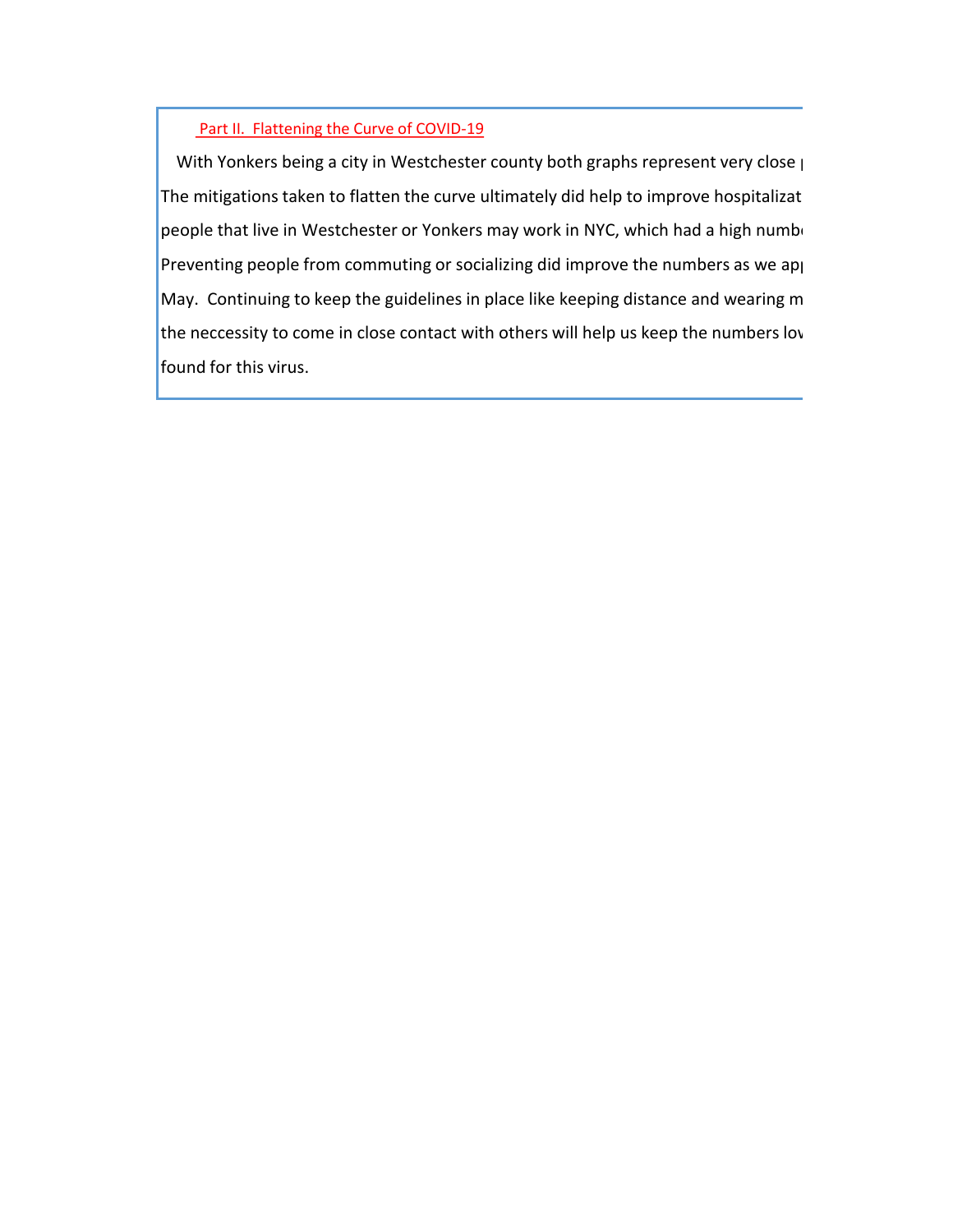## Part II. Flattening the Curve of COVID-19

With Yonkers being a city in Westchester county both graphs represent very close p
The mitigations taken to flatten the curve ultimately did help to improve hospitalizat
people that live in Westchester or Yonkers may work in NYC, which had a high numb
Preventing people from commuting or socializing did improve the numbers as we ap
May. Continuing to keep the guidelines in place like keeping distance and wearing m
the neccessity to come in close contact with others will help us keep the numbers lov
found for this virus.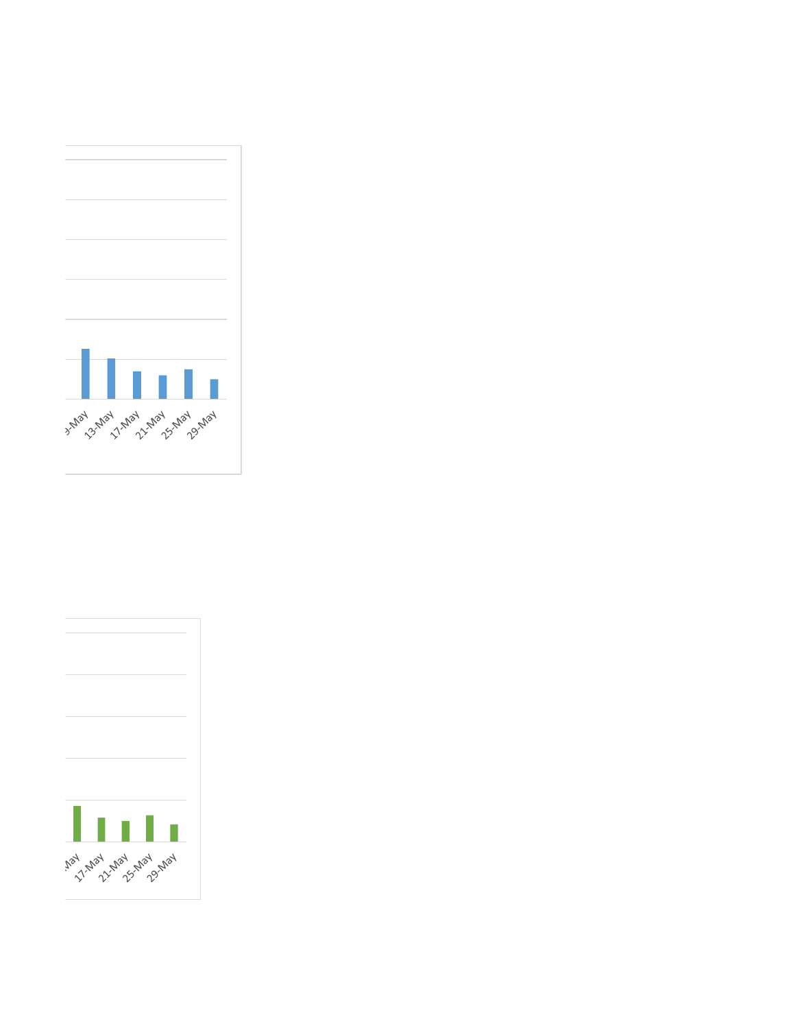-May 13-May 17-May 21-May 25-May 29-May

-May 17-May 21-May 25-May 29-May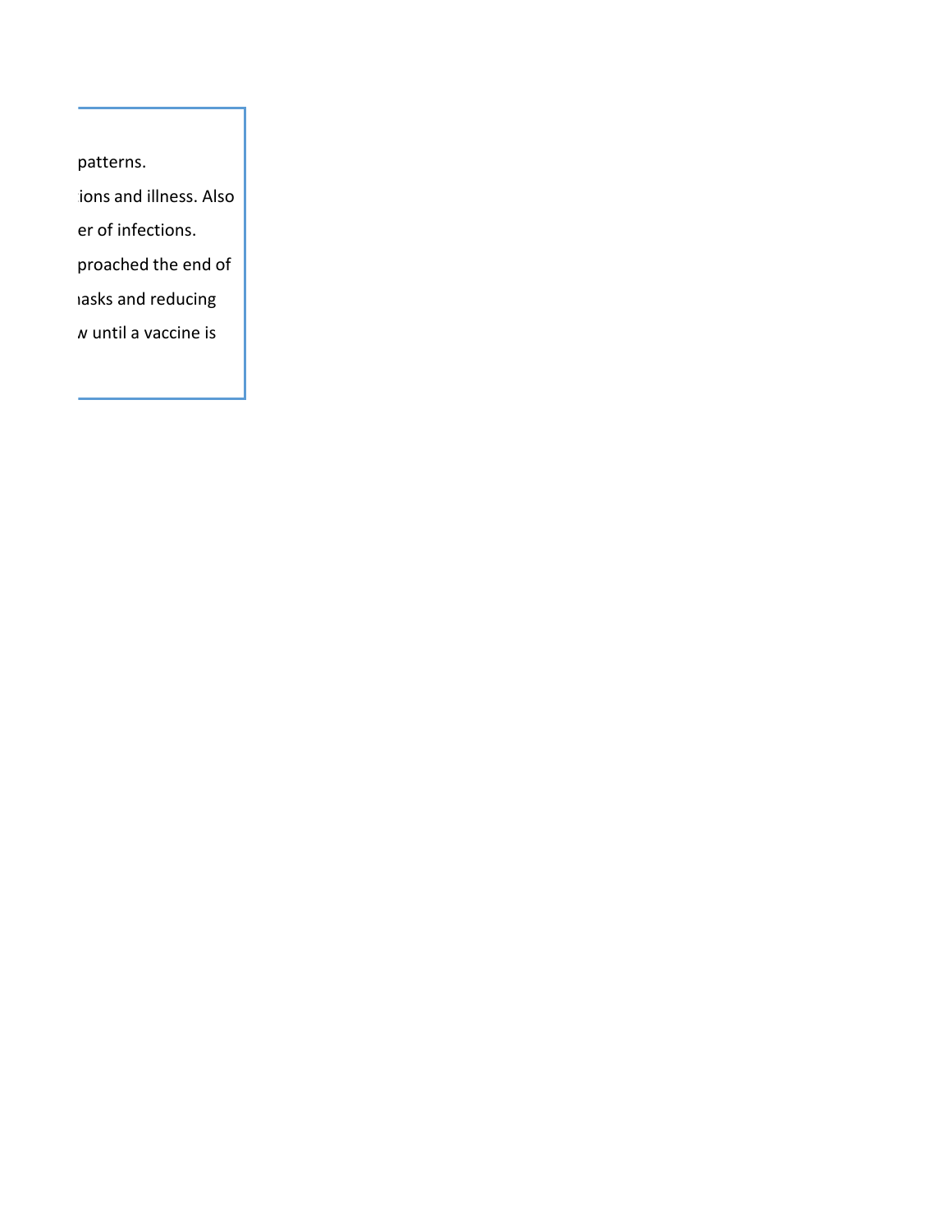patterns.

ions and illness. Also

er of infections.

proached the end of

iasks and reducing

w until a vaccine is